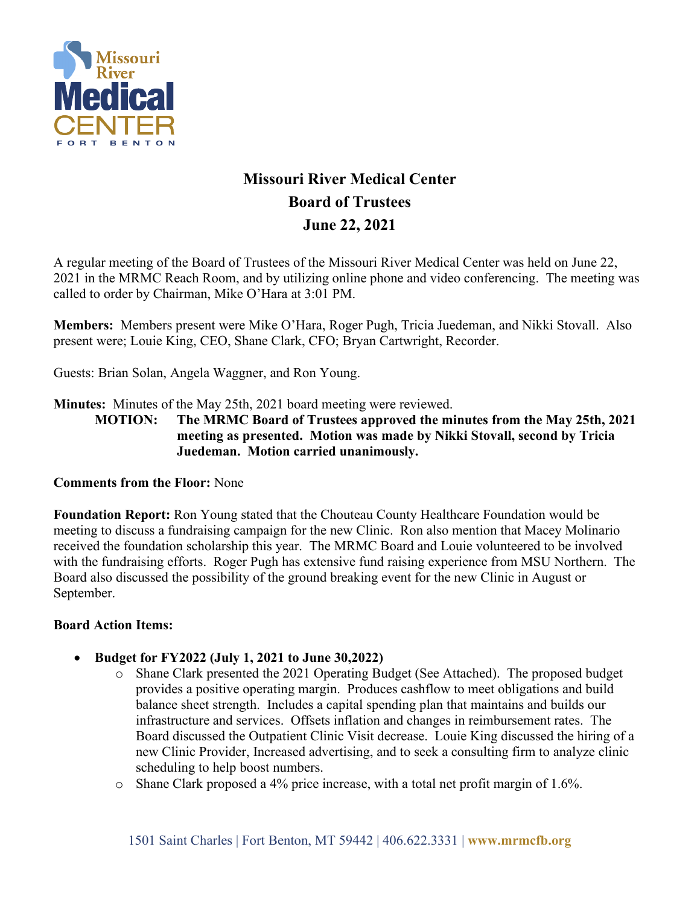# Missouri River Medical Center
## Board of Trustees
## June 22, 2021

A regular meeting of the Board of Trustees of the Missouri River Medical Center was held on June 22, 2021 in the MRMC Reach Room, and by utilizing online phone and video conferencing. The meeting was called to order by Chairman, Mike O'Hara at 3:01 PM.

**Members:** Members present were Mike O'Hara, Roger Pugh, Tricia Juedeman, and Nikki Stovall. Also present were; Louie King, CEO, Shane Clark, CFO; Bryan Cartwright, Recorder.

Guests: Brian Solan, Angela Waggner, and Ron Young.

**Minutes:** Minutes of the May 25th, 2021 board meeting were reviewed.

**MOTION: The MRMC Board of Trustees approved the minutes from the May 25th, 2021 meeting as presented. Motion was made by Nikki Stovall, second by Tricia Juedeman. Motion carried unanimously.**

**Comments from the Floor:** None

**Foundation Report:** Ron Young stated that the Chouteau County Healthcare Foundation would be meeting to discuss a fundraising campaign for the new Clinic. Ron also mention that Macey Molinario received the foundation scholarship this year. The MRMC Board and Louie volunteered to be involved with the fundraising efforts. Roger Pugh has extensive fund raising experience from MSU Northern. The Board also discussed the possibility of the ground breaking event for the new Clinic in August or September.

**Board Action Items:**

- **Budget for FY2022 (July 1, 2021 to June 30,2022)**
  - Shane Clark presented the 2021 Operating Budget (See Attached). The proposed budget provides a positive operating margin. Produces cashflow to meet obligations and build balance sheet strength. Includes a capital spending plan that maintains and builds our infrastructure and services. Offsets inflation and changes in reimbursement rates. The Board discussed the Outpatient Clinic Visit decrease. Louie King discussed the hiring of a new Clinic Provider, Increased advertising, and to seek a consulting firm to analyze clinic scheduling to help boost numbers.
  - Shane Clark proposed a 4% price increase, with a total net profit margin of 1.6%.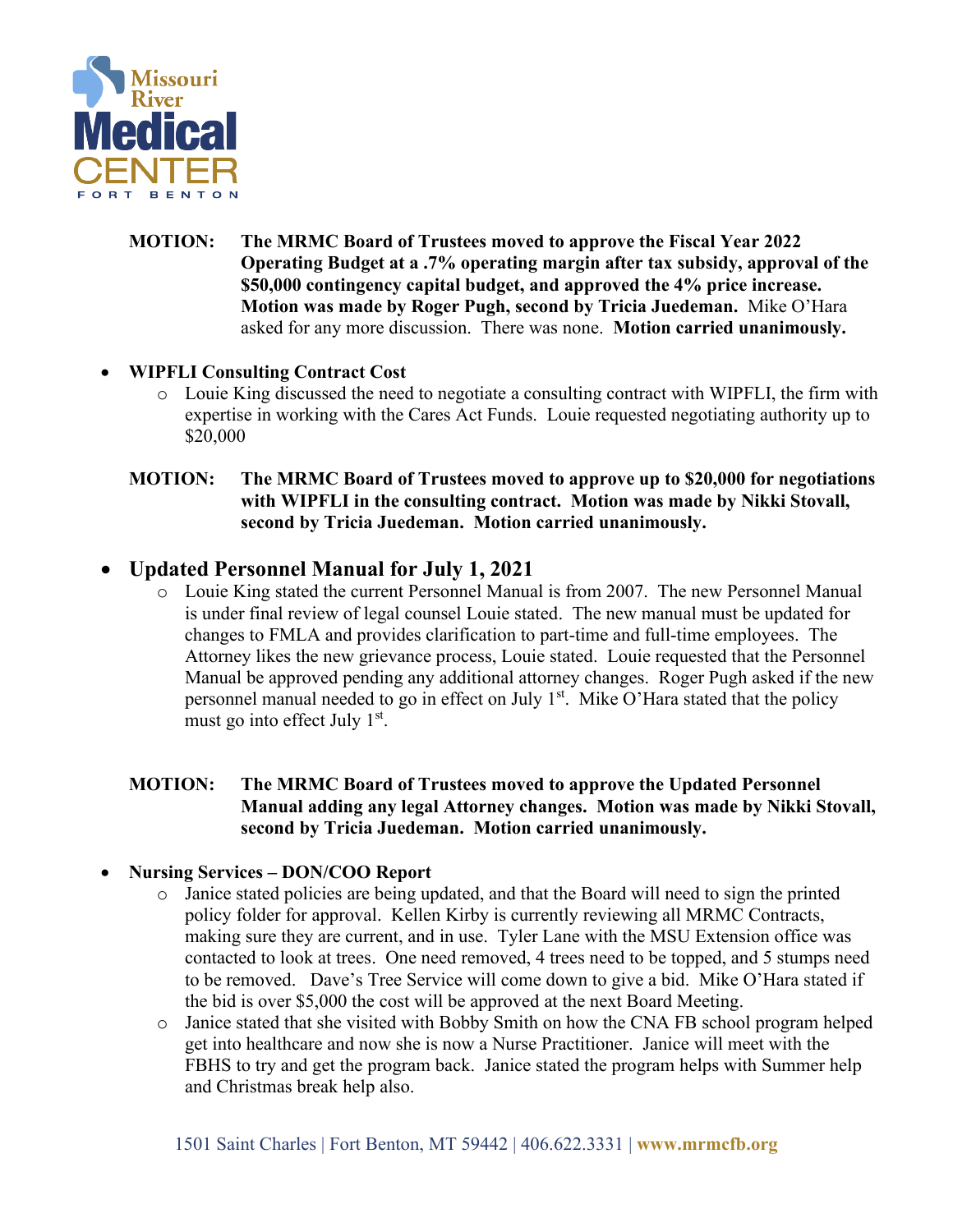**MOTION:** **The MRMC Board of Trustees moved to approve the Fiscal Year 2022 Operating Budget at a .7% operating margin after tax subsidy, approval of the $50,000 contingency capital budget, and approved the 4% price increase. Motion was made by Roger Pugh, second by Tricia Juedeman.** Mike O'Hara asked for any more discussion. There was none. **Motion carried unanimously.**

- **WIPFLI Consulting Contract Cost**
  - Louie King discussed the need to negotiate a consulting contract with WIPFLI, the firm with expertise in working with the Cares Act Funds. Louie requested negotiating authority up to $20,000

**MOTION:** **The MRMC Board of Trustees moved to approve up to $20,000 for negotiations with WIPFLI in the consulting contract. Motion was made by Nikki Stovall, second by Tricia Juedeman. Motion carried unanimously.**

- **Updated Personnel Manual for July 1, 2021**
  - Louie King stated the current Personnel Manual is from 2007. The new Personnel Manual is under final review of legal counsel Louie stated. The new manual must be updated for changes to FMLA and provides clarification to part-time and full-time employees. The Attorney likes the new grievance process, Louie stated. Louie requested that the Personnel Manual be approved pending any additional attorney changes. Roger Pugh asked if the new personnel manual needed to go in effect on July 1st. Mike O'Hara stated that the policy must go into effect July 1st.

**MOTION:** **The MRMC Board of Trustees moved to approve the Updated Personnel Manual adding any legal Attorney changes. Motion was made by Nikki Stovall, second by Tricia Juedeman. Motion carried unanimously.**

- **Nursing Services – DON/COO Report**
  - Janice stated policies are being updated, and that the Board will need to sign the printed policy folder for approval. Kellen Kirby is currently reviewing all MRMC Contracts, making sure they are current, and in use. Tyler Lane with the MSU Extension office was contacted to look at trees. One need removed, 4 trees need to be topped, and 5 stumps need to be removed. Dave's Tree Service will come down to give a bid. Mike O'Hara stated if the bid is over $5,000 the cost will be approved at the next Board Meeting.
  - Janice stated that she visited with Bobby Smith on how the CNA FB school program helped get into healthcare and now she is now a Nurse Practitioner. Janice will meet with the FBHS to try and get the program back. Janice stated the program helps with Summer help and Christmas break help also.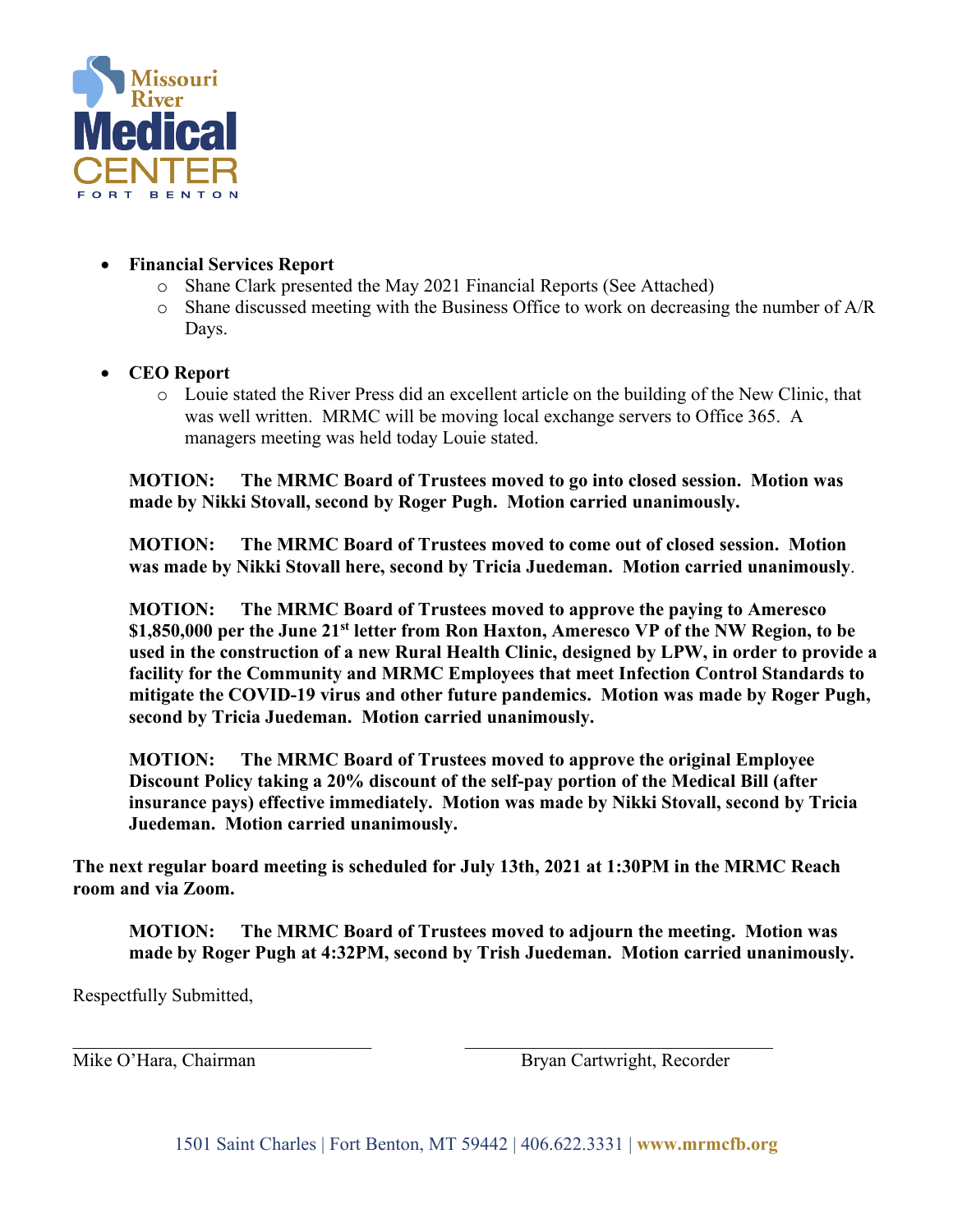- **Financial Services Report**
  - Shane Clark presented the May 2021 Financial Reports (See Attached)
  - Shane discussed meeting with the Business Office to work on decreasing the number of A/R Days.

- **CEO Report**
  - Louie stated the River Press did an excellent article on the building of the New Clinic, that was well written. MRMC will be moving local exchange servers to Office 365. A managers meeting was held today Louie stated.

**MOTION: The MRMC Board of Trustees moved to go into closed session. Motion was made by Nikki Stovall, second by Roger Pugh. Motion carried unanimously.**

**MOTION: The MRMC Board of Trustees moved to come out of closed session. Motion was made by Nikki Stovall here, second by Tricia Juedeman. Motion carried unanimously**.

**MOTION: The MRMC Board of Trustees moved to approve the paying to Ameresco $1,850,000 per the June 21st letter from Ron Haxton, Ameresco VP of the NW Region, to be used in the construction of a new Rural Health Clinic, designed by LPW, in order to provide a facility for the Community and MRMC Employees that meet Infection Control Standards to mitigate the COVID-19 virus and other future pandemics. Motion was made by Roger Pugh, second by Tricia Juedeman. Motion carried unanimously.**

**MOTION: The MRMC Board of Trustees moved to approve the original Employee Discount Policy taking a 20% discount of the self-pay portion of the Medical Bill (after insurance pays) effective immediately. Motion was made by Nikki Stovall, second by Tricia Juedeman. Motion carried unanimously.**

**The next regular board meeting is scheduled for July 13th, 2021 at 1:30PM in the MRMC Reach room and via Zoom.**

**MOTION: The MRMC Board of Trustees moved to adjourn the meeting. Motion was made by Roger Pugh at 4:32PM, second by Trish Juedeman. Motion carried unanimously.**

Respectfully Submitted,

\_\_\_\_\_\_\_\_\_\_\_\_\_\_\_\_\_\_\_\_\_\_\_\_\_\_\_\_\_\_ \_\_\_\_\_\_\_\_\_\_\_\_\_\_\_\_\_\_\_\_\_\_\_\_\_\_\_\_\_\_

Mike O'Hara, Chairman Bryan Cartwright, Recorder